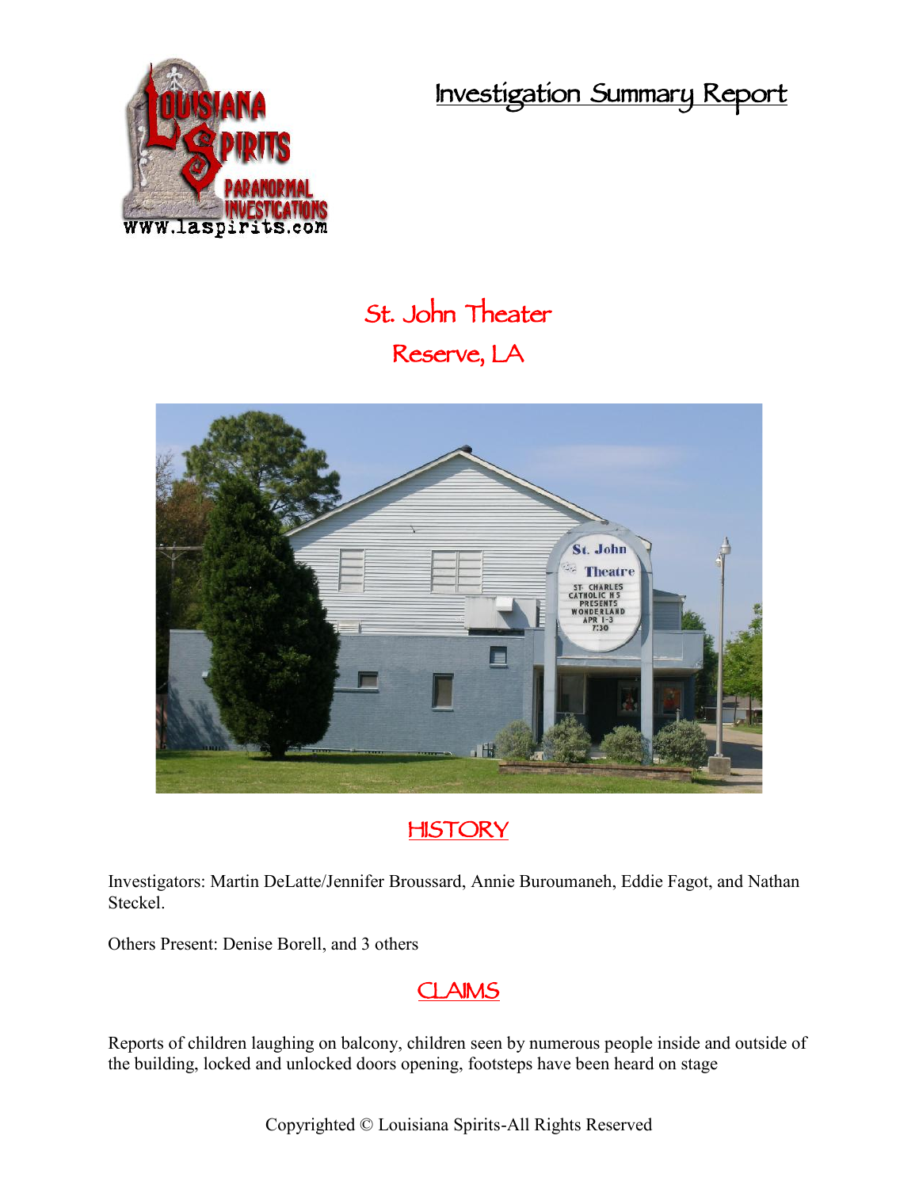# Investigation Summary Report

## St. John Theater
## Reserve, LA

## HISTORY

Investigators: Martin DeLatte/Jennifer Broussard, Annie Buroumaneh, Eddie Fagot, and Nathan Steckel.

Others Present: Denise Borell, and 3 others

## CLAIMS

Reports of children laughing on balcony, children seen by numerous people inside and outside of the building, locked and unlocked doors opening, footsteps have been heard on stage

Copyrighted © Louisiana Spirits-All Rights Reserved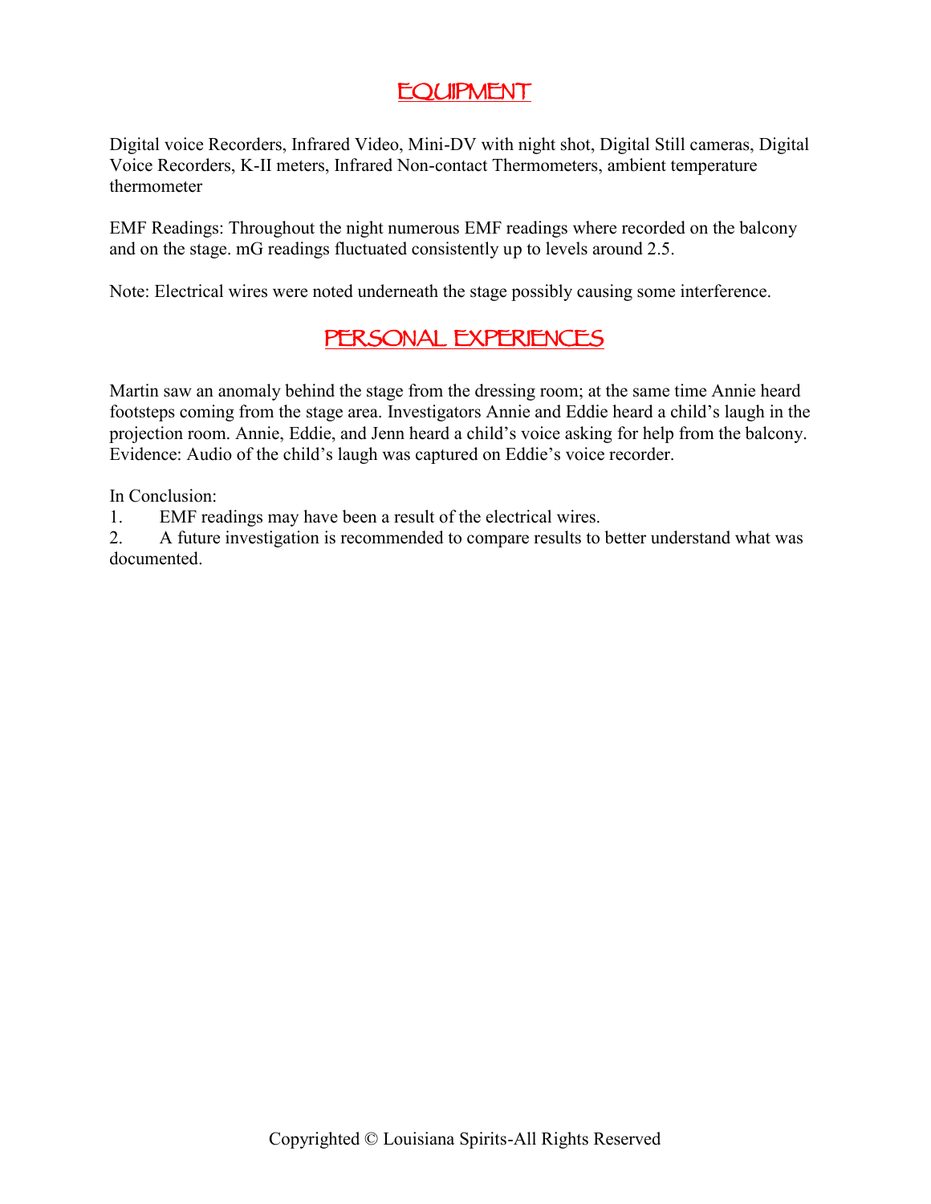## EQUIPMENT

Digital voice Recorders, Infrared Video, Mini-DV with night shot, Digital Still cameras, Digital Voice Recorders, K-II meters, Infrared Non-contact Thermometers, ambient temperature thermometer

EMF Readings: Throughout the night numerous EMF readings where recorded on the balcony and on the stage. mG readings fluctuated consistently up to levels around 2.5.

Note: Electrical wires were noted underneath the stage possibly causing some interference.

## PERSONAL EXPERIENCES

Martin saw an anomaly behind the stage from the dressing room; at the same time Annie heard footsteps coming from the stage area. Investigators Annie and Eddie heard a child's laugh in the projection room. Annie, Eddie, and Jenn heard a child's voice asking for help from the balcony. Evidence: Audio of the child's laugh was captured on Eddie's voice recorder.

In Conclusion:

1. EMF readings may have been a result of the electrical wires.
2. A future investigation is recommended to compare results to better understand what was documented.

Copyrighted © Louisiana Spirits-All Rights Reserved